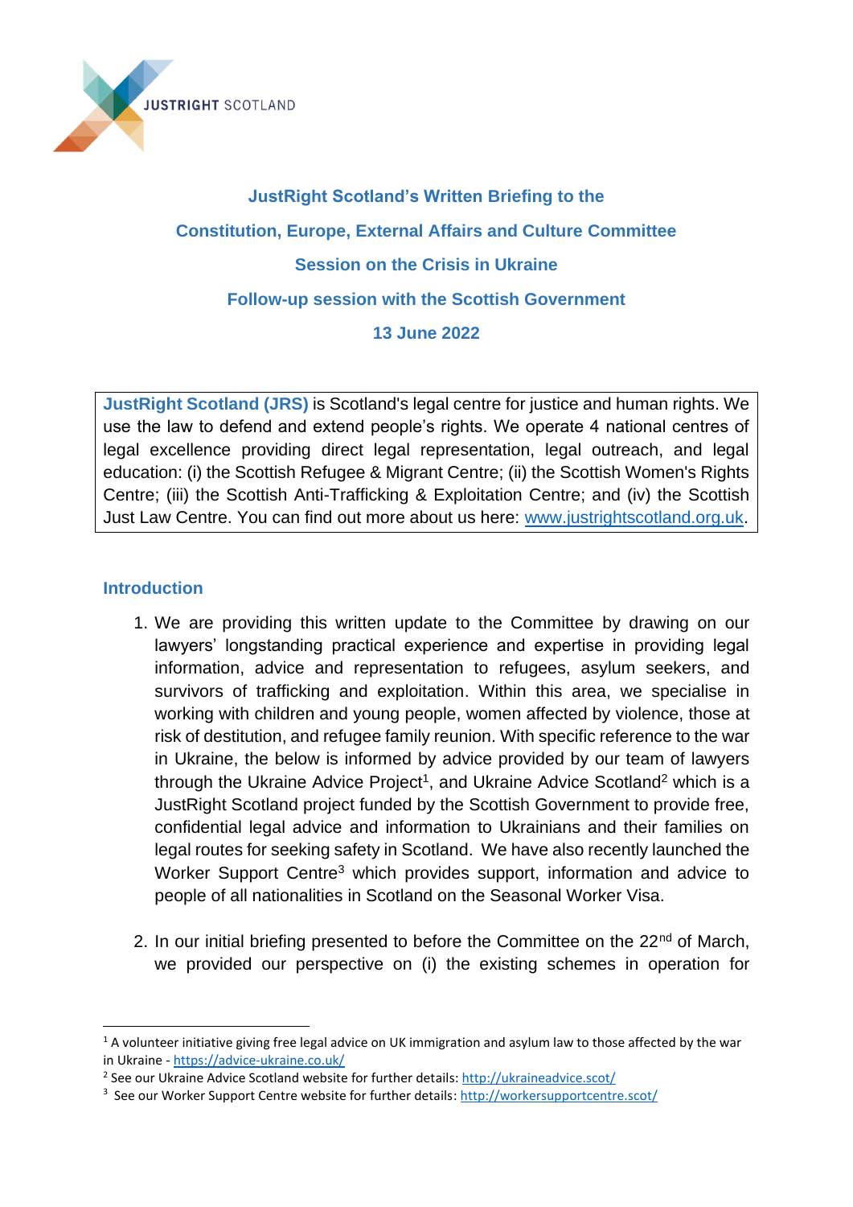JUSTRIGHT SCOTLAND

# JustRight Scotland's Written Briefing to the Constitution, Europe, External Affairs and Culture Committee

## Session on the Crisis in Ukraine

## Follow-up session with the Scottish Government

## 13 June 2022

**JustRight Scotland (JRS)** is Scotland's legal centre for justice and human rights. We use the law to defend and extend people's rights. We operate 4 national centres of legal excellence providing direct legal representation, legal outreach, and legal education: (i) the Scottish Refugee & Migrant Centre; (ii) the Scottish Women's Rights Centre; (iii) the Scottish Anti-Trafficking & Exploitation Centre; and (iv) the Scottish Just Law Centre. You can find out more about us here: [www.justrightscotland.org.uk](www.justrightscotland.org.uk).

## Introduction

1. We are providing this written update to the Committee by drawing on our lawyers' longstanding practical experience and expertise in providing legal information, advice and representation to refugees, asylum seekers, and survivors of trafficking and exploitation. Within this area, we specialise in working with children and young people, women affected by violence, those at risk of destitution, and refugee family reunion. With specific reference to the war in Ukraine, the below is informed by advice provided by our team of lawyers through the Ukraine Advice Project[1], and Ukraine Advice Scotland[2] which is a JustRight Scotland project funded by the Scottish Government to provide free, confidential legal advice and information to Ukrainians and their families on legal routes for seeking safety in Scotland. We have also recently launched the Worker Support Centre[3] which provides support, information and advice to people of all nationalities in Scotland on the Seasonal Worker Visa.

2. In our initial briefing presented to before the Committee on the 22nd of March, we provided our perspective on (i) the existing schemes in operation for

---

[1] A volunteer initiative giving free legal advice on UK immigration and asylum law to those affected by the war in Ukraine - [https://advice-ukraine.co.uk/](https://advice-ukraine.co.uk/)

[2] See our Ukraine Advice Scotland website for further details: [http://ukraineadvice.scot/](http://ukraineadvice.scot/)

[3] See our Worker Support Centre website for further details: [http://workersupportcentre.scot/](http://workersupportcentre.scot/)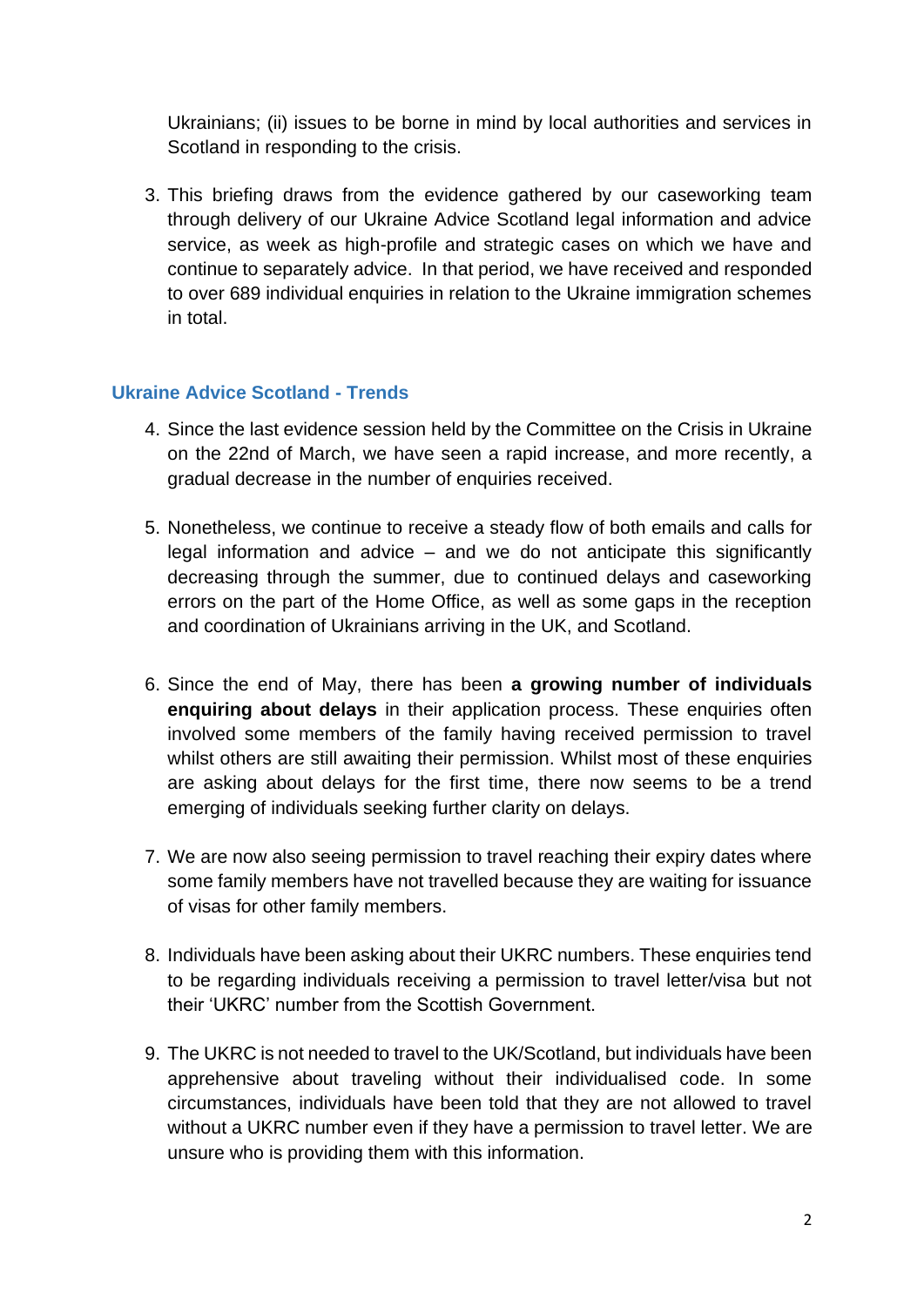Ukrainians; (ii) issues to be borne in mind by local authorities and services in Scotland in responding to the crisis.

3. This briefing draws from the evidence gathered by our caseworking team through delivery of our Ukraine Advice Scotland legal information and advice service, as week as high-profile and strategic cases on which we have and continue to separately advice. In that period, we have received and responded to over 689 individual enquiries in relation to the Ukraine immigration schemes in total.

## Ukraine Advice Scotland - Trends

4. Since the last evidence session held by the Committee on the Crisis in Ukraine on the 22nd of March, we have seen a rapid increase, and more recently, a gradual decrease in the number of enquiries received.

5. Nonetheless, we continue to receive a steady flow of both emails and calls for legal information and advice – and we do not anticipate this significantly decreasing through the summer, due to continued delays and caseworking errors on the part of the Home Office, as well as some gaps in the reception and coordination of Ukrainians arriving in the UK, and Scotland.

6. Since the end of May, there has been **a growing number of individuals enquiring about delays** in their application process. These enquiries often involved some members of the family having received permission to travel whilst others are still awaiting their permission. Whilst most of these enquiries are asking about delays for the first time, there now seems to be a trend emerging of individuals seeking further clarity on delays.

7. We are now also seeing permission to travel reaching their expiry dates where some family members have not travelled because they are waiting for issuance of visas for other family members.

8. Individuals have been asking about their UKRC numbers. These enquiries tend to be regarding individuals receiving a permission to travel letter/visa but not their 'UKRC' number from the Scottish Government.

9. The UKRC is not needed to travel to the UK/Scotland, but individuals have been apprehensive about traveling without their individualised code. In some circumstances, individuals have been told that they are not allowed to travel without a UKRC number even if they have a permission to travel letter. We are unsure who is providing them with this information.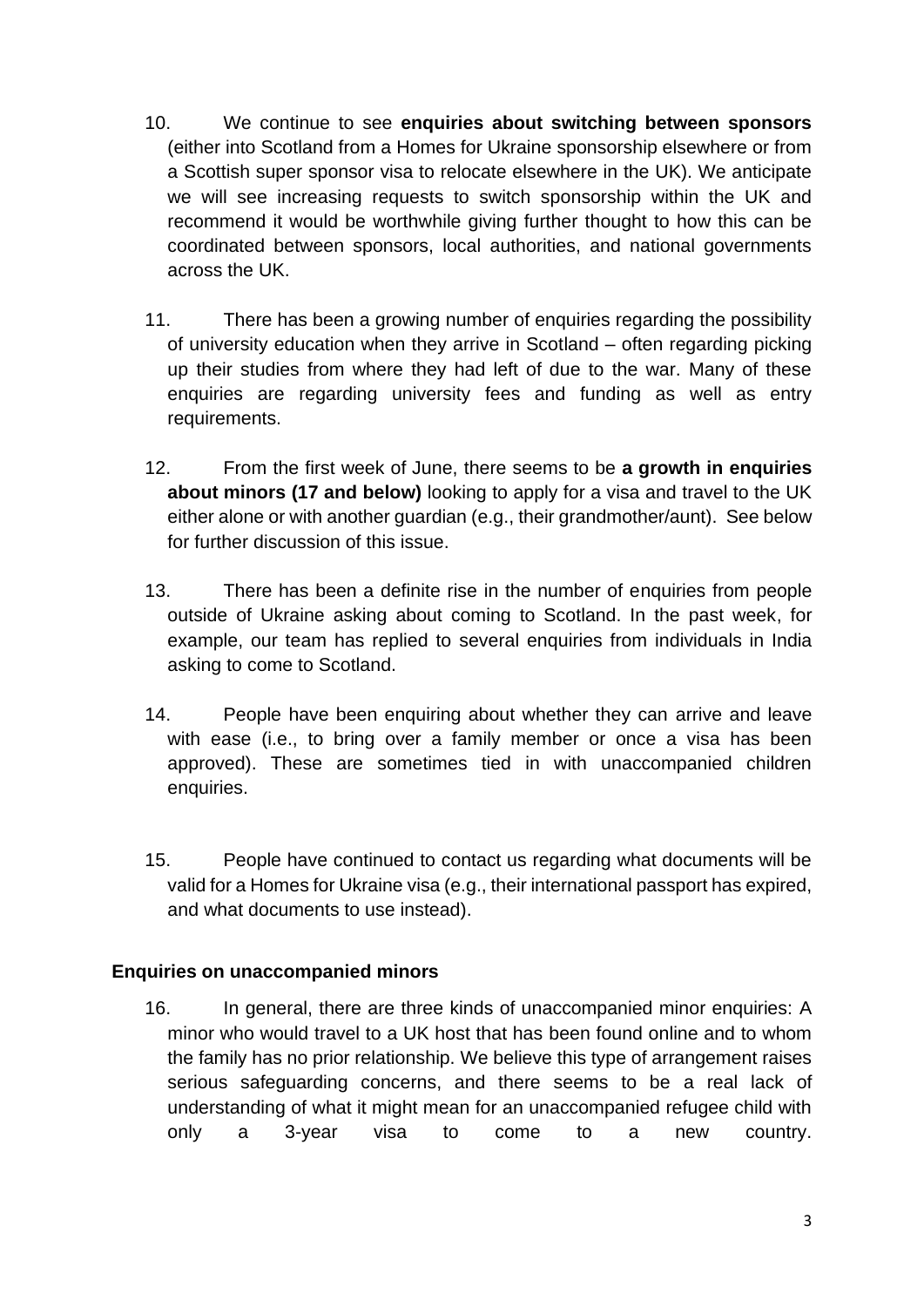10. We continue to see **enquiries about switching between sponsors** (either into Scotland from a Homes for Ukraine sponsorship elsewhere or from a Scottish super sponsor visa to relocate elsewhere in the UK). We anticipate we will see increasing requests to switch sponsorship within the UK and recommend it would be worthwhile giving further thought to how this can be coordinated between sponsors, local authorities, and national governments across the UK.

11. There has been a growing number of enquiries regarding the possibility of university education when they arrive in Scotland – often regarding picking up their studies from where they had left of due to the war. Many of these enquiries are regarding university fees and funding as well as entry requirements.

12. From the first week of June, there seems to be **a growth in enquiries about minors (17 and below)** looking to apply for a visa and travel to the UK either alone or with another guardian (e.g., their grandmother/aunt). See below for further discussion of this issue.

13. There has been a definite rise in the number of enquiries from people outside of Ukraine asking about coming to Scotland. In the past week, for example, our team has replied to several enquiries from individuals in India asking to come to Scotland.

14. People have been enquiring about whether they can arrive and leave with ease (i.e., to bring over a family member or once a visa has been approved). These are sometimes tied in with unaccompanied children enquiries.

15. People have continued to contact us regarding what documents will be valid for a Homes for Ukraine visa (e.g., their international passport has expired, and what documents to use instead).

### Enquiries on unaccompanied minors

16. In general, there are three kinds of unaccompanied minor enquiries: A minor who would travel to a UK host that has been found online and to whom the family has no prior relationship. We believe this type of arrangement raises serious safeguarding concerns, and there seems to be a real lack of understanding of what it might mean for an unaccompanied refugee child with only a 3-year visa to come to a new country.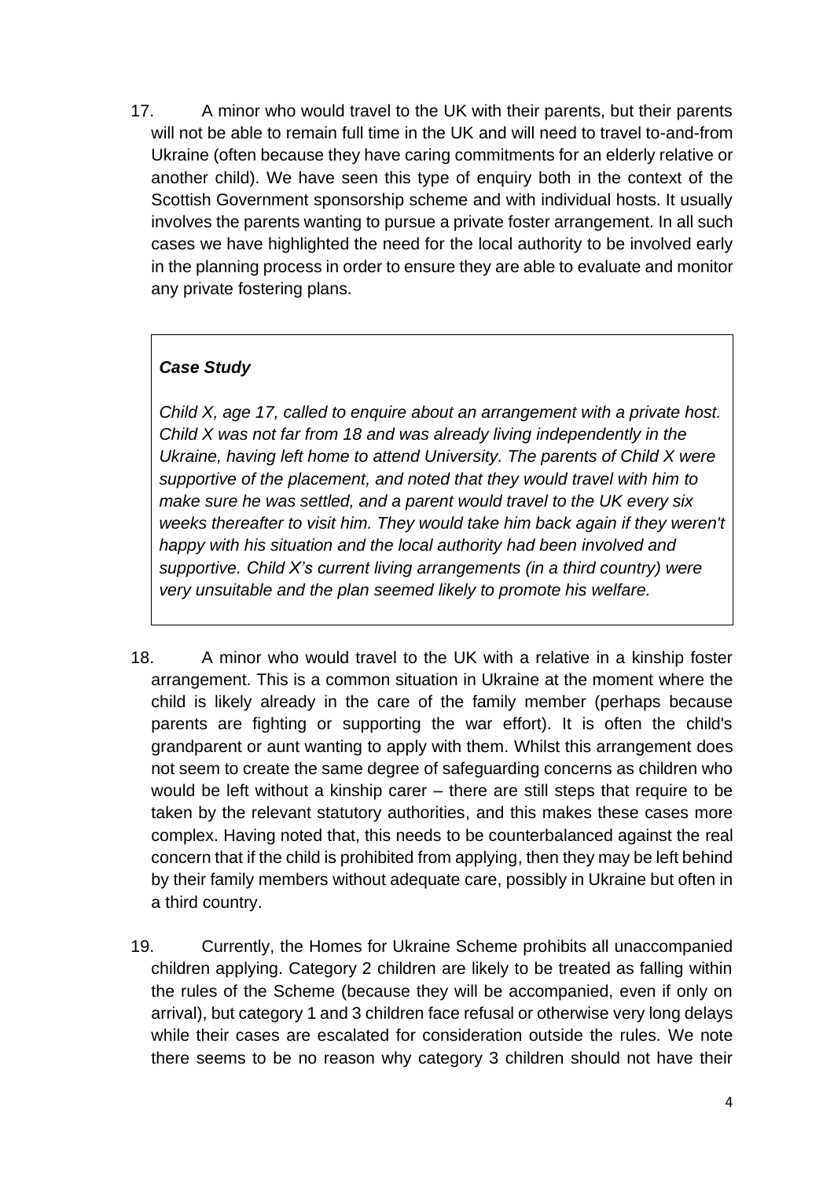17. A minor who would travel to the UK with their parents, but their parents will not be able to remain full time in the UK and will need to travel to-and-from Ukraine (often because they have caring commitments for an elderly relative or another child). We have seen this type of enquiry both in the context of the Scottish Government sponsorship scheme and with individual hosts. It usually involves the parents wanting to pursue a private foster arrangement. In all such cases we have highlighted the need for the local authority to be involved early in the planning process in order to ensure they are able to evaluate and monitor any private fostering plans.

> ***Case Study***
>
> *Child X, age 17, called to enquire about an arrangement with a private host. Child X was not far from 18 and was already living independently in the Ukraine, having left home to attend University. The parents of Child X were supportive of the placement, and noted that they would travel with him to make sure he was settled, and a parent would travel to the UK every six weeks thereafter to visit him. They would take him back again if they weren't happy with his situation and the local authority had been involved and supportive. Child X's current living arrangements (in a third country) were very unsuitable and the plan seemed likely to promote his welfare.*

18. A minor who would travel to the UK with a relative in a kinship foster arrangement. This is a common situation in Ukraine at the moment where the child is likely already in the care of the family member (perhaps because parents are fighting or supporting the war effort). It is often the child's grandparent or aunt wanting to apply with them. Whilst this arrangement does not seem to create the same degree of safeguarding concerns as children who would be left without a kinship carer – there are still steps that require to be taken by the relevant statutory authorities, and this makes these cases more complex. Having noted that, this needs to be counterbalanced against the real concern that if the child is prohibited from applying, then they may be left behind by their family members without adequate care, possibly in Ukraine but often in a third country.

19. Currently, the Homes for Ukraine Scheme prohibits all unaccompanied children applying. Category 2 children are likely to be treated as falling within the rules of the Scheme (because they will be accompanied, even if only on arrival), but category 1 and 3 children face refusal or otherwise very long delays while their cases are escalated for consideration outside the rules. We note there seems to be no reason why category 3 children should not have their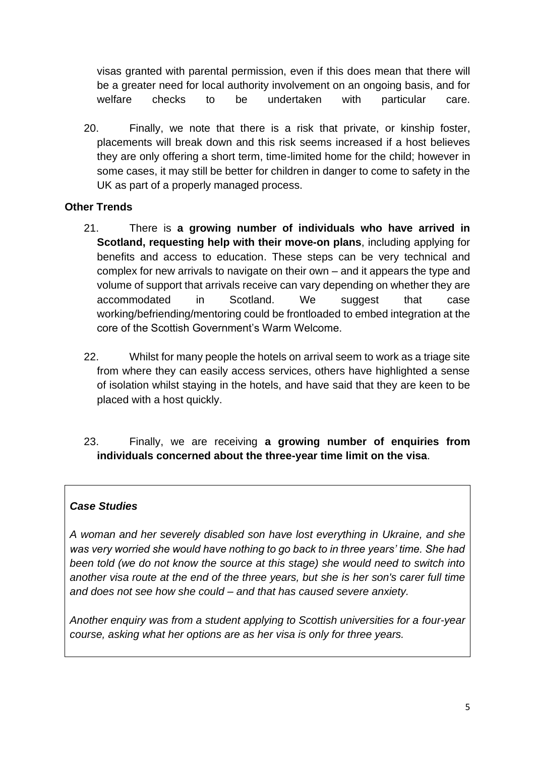visas granted with parental permission, even if this does mean that there will be a greater need for local authority involvement on an ongoing basis, and for welfare checks to be undertaken with particular care.

20. Finally, we note that there is a risk that private, or kinship foster, placements will break down and this risk seems increased if a host believes they are only offering a short term, time-limited home for the child; however in some cases, it may still be better for children in danger to come to safety in the UK as part of a properly managed process.

**Other Trends**

21. There is **a growing number of individuals who have arrived in Scotland, requesting help with their move-on plans**, including applying for benefits and access to education. These steps can be very technical and complex for new arrivals to navigate on their own – and it appears the type and volume of support that arrivals receive can vary depending on whether they are accommodated in Scotland. We suggest that case working/befriending/mentoring could be frontloaded to embed integration at the core of the Scottish Government's Warm Welcome.

22. Whilst for many people the hotels on arrival seem to work as a triage site from where they can easily access services, others have highlighted a sense of isolation whilst staying in the hotels, and have said that they are keen to be placed with a host quickly.

23. Finally, we are receiving **a growing number of enquiries from individuals concerned about the three-year time limit on the visa**.

> ***Case Studies***
>
> *A woman and her severely disabled son have lost everything in Ukraine, and she was very worried she would have nothing to go back to in three years' time. She had been told (we do not know the source at this stage) she would need to switch into another visa route at the end of the three years, but she is her son's carer full time and does not see how she could – and that has caused severe anxiety.*
>
> *Another enquiry was from a student applying to Scottish universities for a four-year course, asking what her options are as her visa is only for three years.*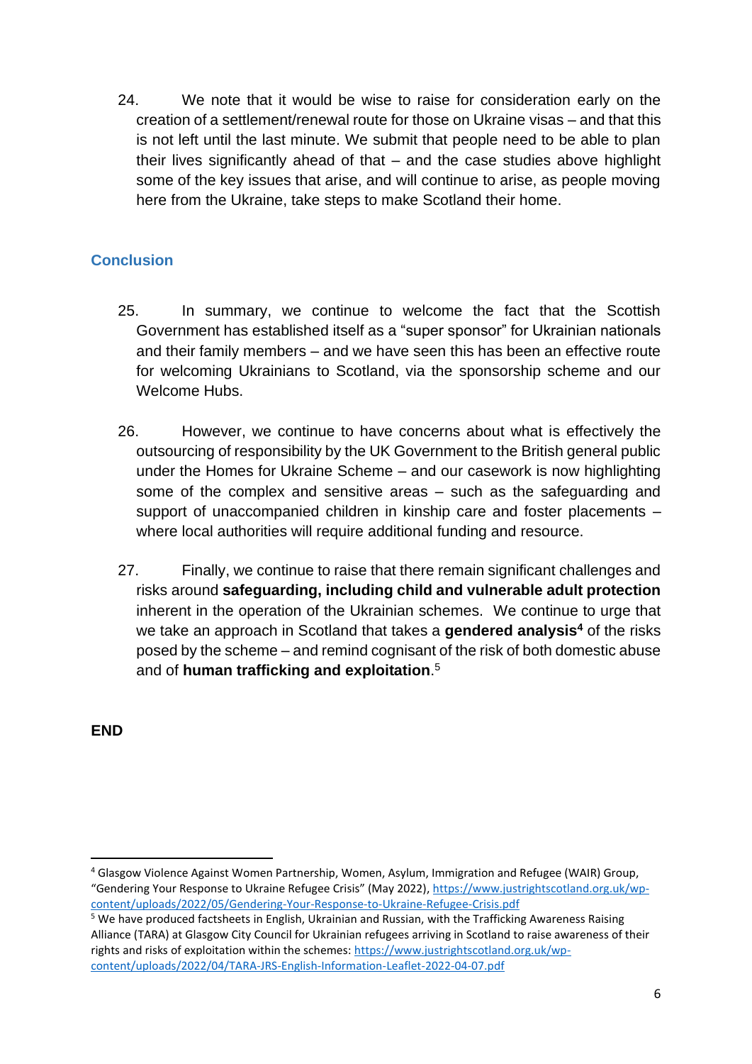24. We note that it would be wise to raise for consideration early on the creation of a settlement/renewal route for those on Ukraine visas – and that this is not left until the last minute. We submit that people need to be able to plan their lives significantly ahead of that – and the case studies above highlight some of the key issues that arise, and will continue to arise, as people moving here from the Ukraine, take steps to make Scotland their home.

## Conclusion

25. In summary, we continue to welcome the fact that the Scottish Government has established itself as a "super sponsor" for Ukrainian nationals and their family members – and we have seen this has been an effective route for welcoming Ukrainians to Scotland, via the sponsorship scheme and our Welcome Hubs.

26. However, we continue to have concerns about what is effectively the outsourcing of responsibility by the UK Government to the British general public under the Homes for Ukraine Scheme – and our casework is now highlighting some of the complex and sensitive areas – such as the safeguarding and support of unaccompanied children in kinship care and foster placements – where local authorities will require additional funding and resource.

27. Finally, we continue to raise that there remain significant challenges and risks around **safeguarding, including child and vulnerable adult protection** inherent in the operation of the Ukrainian schemes. We continue to urge that we take an approach in Scotland that takes a **gendered analysis**[4] of the risks posed by the scheme – and remind cognisant of the risk of both domestic abuse and of **human trafficking and exploitation**.[5]

**END**

---

[4] Glasgow Violence Against Women Partnership, Women, Asylum, Immigration and Refugee (WAIR) Group, "Gendering Your Response to Ukraine Refugee Crisis" (May 2022), https://www.justrightscotland.org.uk/wp-content/uploads/2022/05/Gendering-Your-Response-to-Ukraine-Refugee-Crisis.pdf

[5] We have produced factsheets in English, Ukrainian and Russian, with the Trafficking Awareness Raising Alliance (TARA) at Glasgow City Council for Ukrainian refugees arriving in Scotland to raise awareness of their rights and risks of exploitation within the schemes: https://www.justrightscotland.org.uk/wp-content/uploads/2022/04/TARA-JRS-English-Information-Leaflet-2022-04-07.pdf